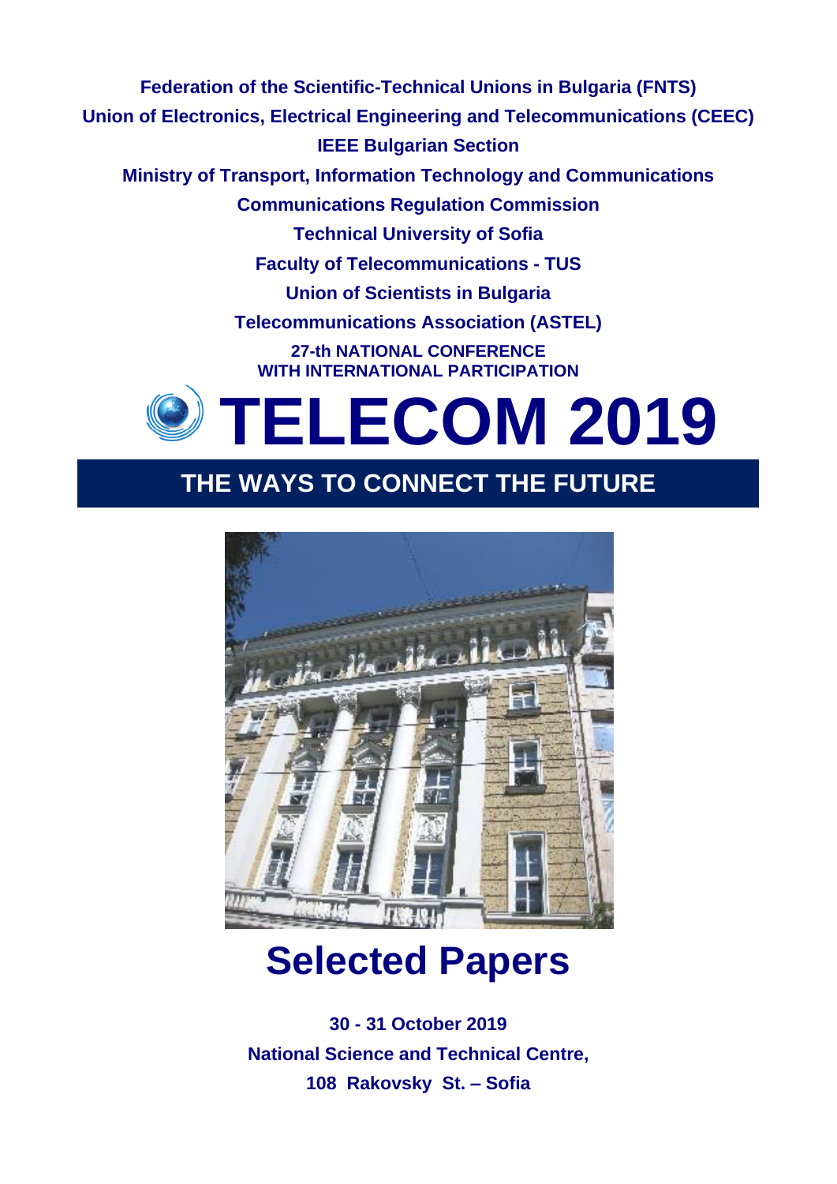**Federation of the Scientific-Technical Unions in Bulgaria (FNTS)**

**Union of Electronics, Electrical Engineering and Telecommunications (CEEC)**

**IEEE Bulgarian Section**

**Ministry of Transport, Information Technology and Communications**

**Communications Regulation Commission**

**Technical University of Sofia**

**Faculty of Telecommunications - TUS**

**Union of Scientists in Bulgaria**

**Telecommunications Association (ASTEL)**

**27-th NATIONAL CONFERENCE WITH INTERNATIONAL PARTICIPATION**

# TELECOM 2019

## THE WAYS TO CONNECT THE FUTURE

# Selected Papers

**30 - 31 October 2019**

**National Science and Technical Centre,**

**108 Rakovsky St. – Sofia**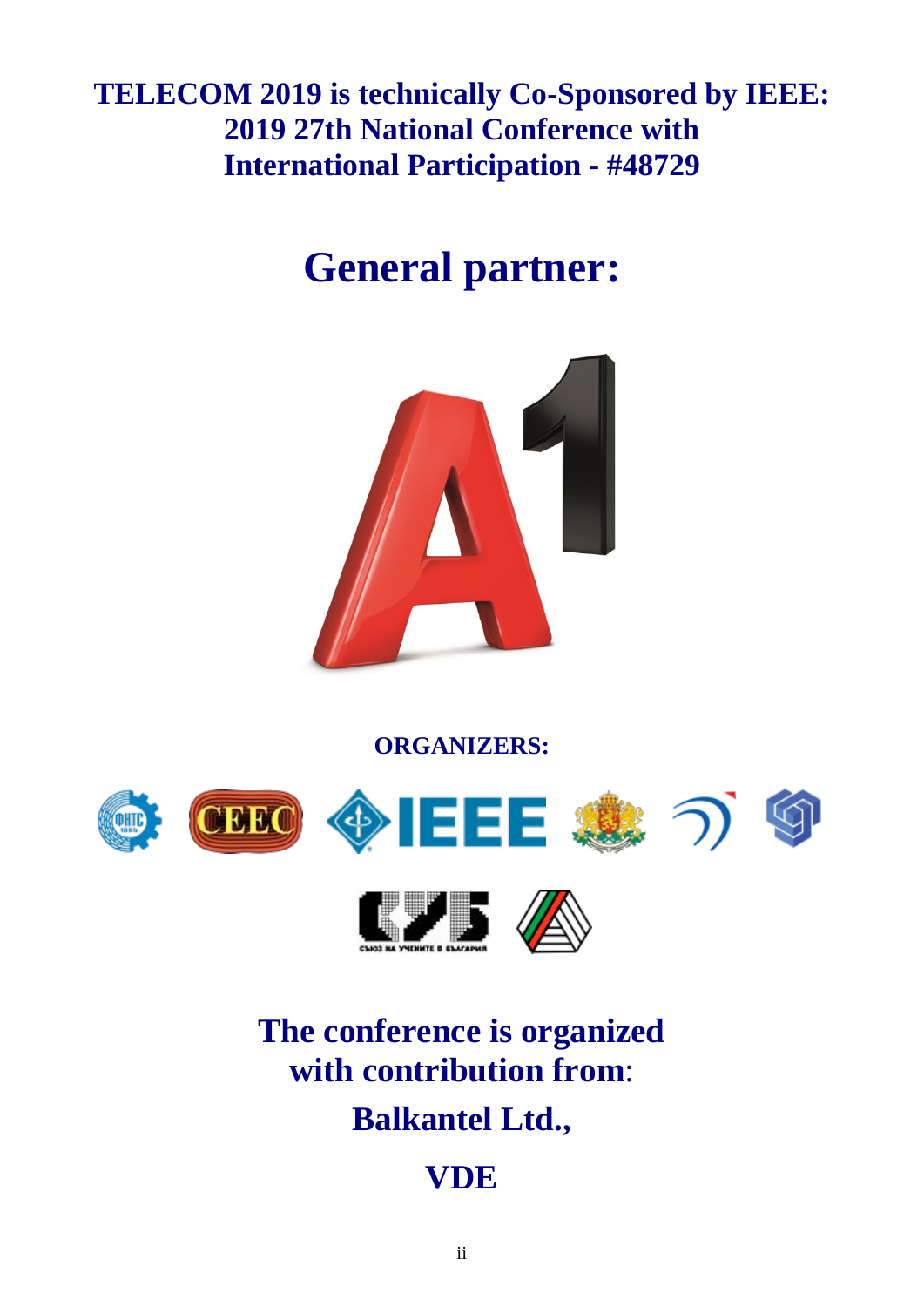**TELECOM 2019 is technically Co-Sponsored by IEEE: 2019 27th National Conference with International Participation - #48729**

# General partner:

**ORGANIZERS:**

**The conference is organized with contribution from:**

**Balkantel Ltd.,**

**VDE**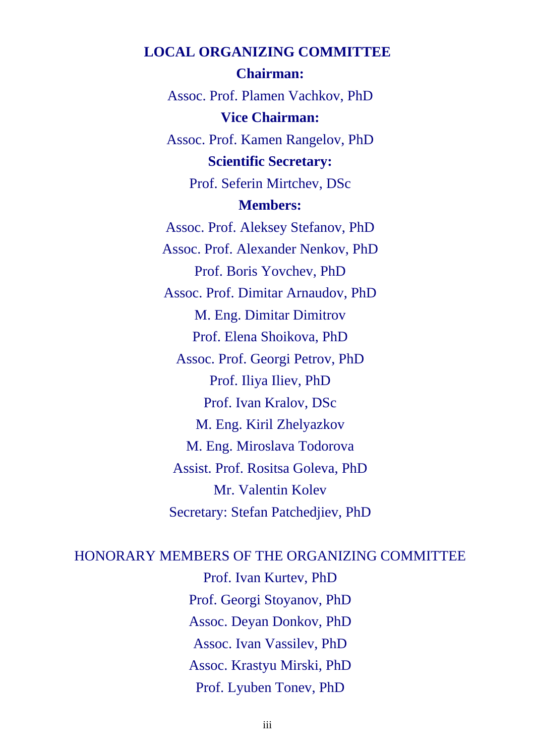## LOCAL ORGANIZING COMMITTEE

**Chairman:**

Assoc. Prof. Plamen Vachkov, PhD

**Vice Chairman:**

Assoc. Prof. Kamen Rangelov, PhD

**Scientific Secretary:**

Prof. Seferin Mirtchev, DSc

**Members:**

Assoc. Prof. Aleksey Stefanov, PhD

Assoc. Prof. Alexander Nenkov, PhD

Prof. Boris Yovchev, PhD

Assoc. Prof. Dimitar Arnaudov, PhD

M. Eng. Dimitar Dimitrov

Prof. Elena Shoikova, PhD

Assoc. Prof. Georgi Petrov, PhD

Prof. Iliya Iliev, PhD

Prof. Ivan Kralov, DSc

M. Eng. Kiril Zhelyazkov

M. Eng. Miroslava Todorova

Assist. Prof. Rositsa Goleva, PhD

Mr. Valentin Kolev

Secretary: Stefan Patchedjiev, PhD

## HONORARY MEMBERS OF THE ORGANIZING COMMITTEE

Prof. Ivan Kurtev, PhD

Prof. Georgi Stoyanov, PhD

Assoc. Deyan Donkov, PhD

Assoc. Ivan Vassilev, PhD

Assoc. Krastyu Mirski, PhD

Prof. Lyuben Tonev, PhD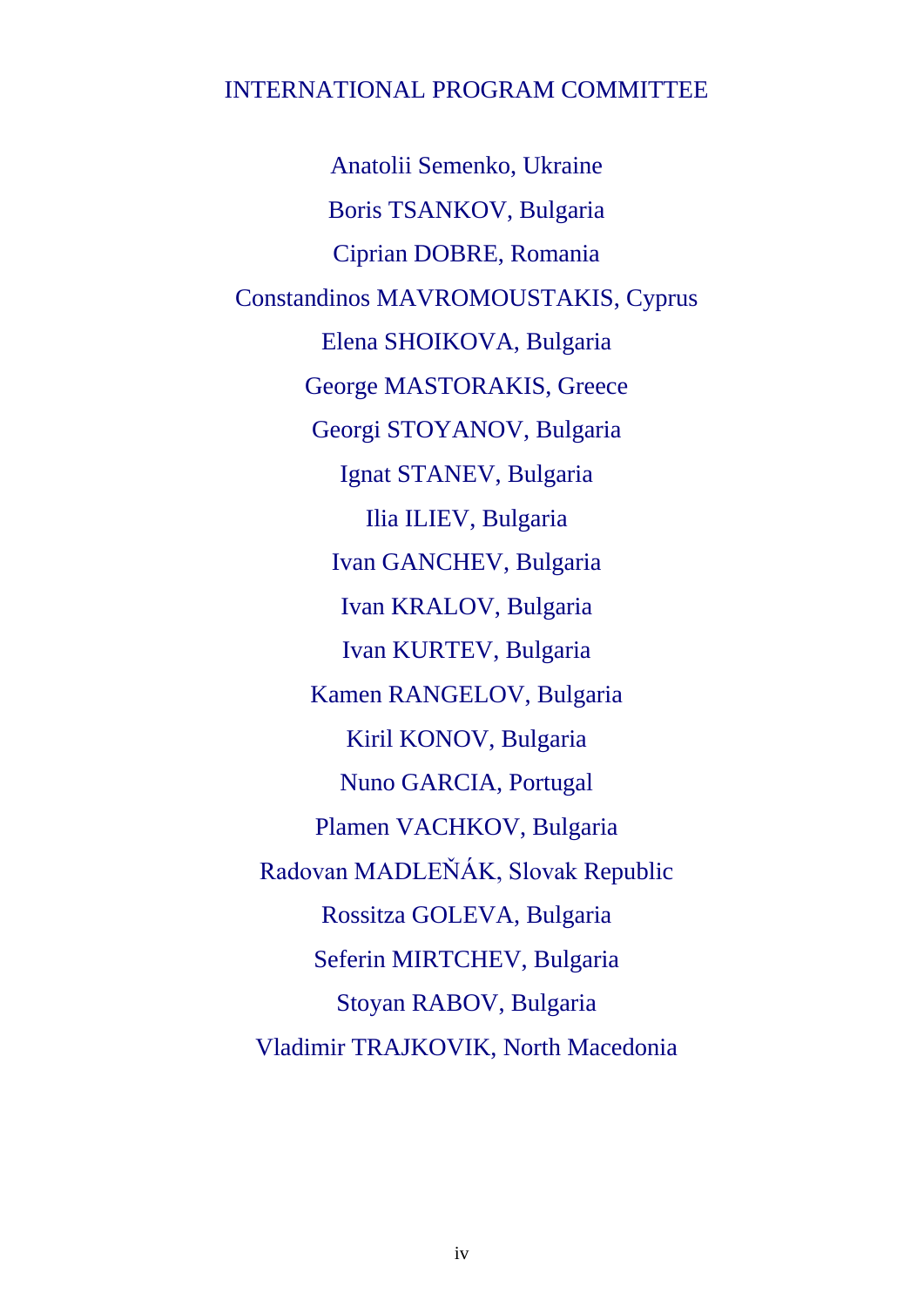# INTERNATIONAL PROGRAM COMMITTEE

Anatolii Semenko, Ukraine

Boris TSANKOV, Bulgaria

Ciprian DOBRE, Romania

Constandinos MAVROMOUSTAKIS, Cyprus

Elena SHOIKOVA, Bulgaria

George MASTORAKIS, Greece

Georgi STOYANOV, Bulgaria

Ignat STANEV, Bulgaria

Ilia ILIEV, Bulgaria

Ivan GANCHEV, Bulgaria

Ivan KRALOV, Bulgaria

Ivan KURTEV, Bulgaria

Kamen RANGELOV, Bulgaria

Kiril KONOV, Bulgaria

Nuno GARCIA, Portugal

Plamen VACHKOV, Bulgaria

Radovan MADLEŇÁK, Slovak Republic

Rossitza GOLEVA, Bulgaria

Seferin MIRTCHEV, Bulgaria

Stoyan RABOV, Bulgaria

Vladimir TRAJKOVIK, North Macedonia